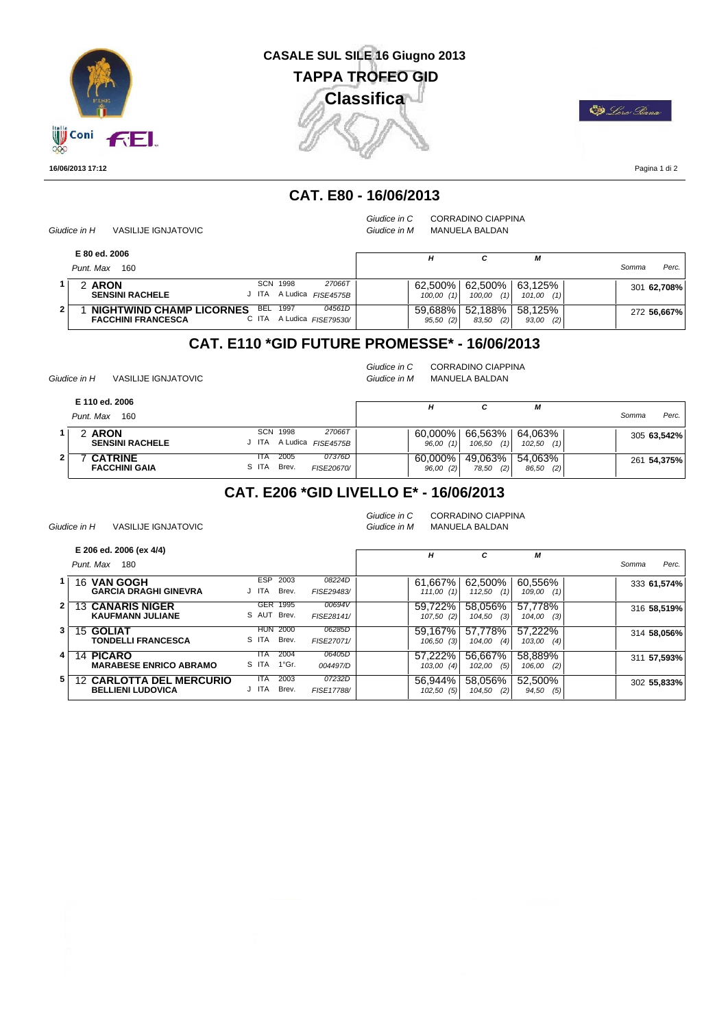# CASALE SUL SILE 16 Giugno 2013

## TAPPA TROFEO GID

## Classifica

16/06/2013 17:12

## CAT. E80 - 16/06/2013

*Giudice in H* VASILIJE IGNJATOVIC
*Giudice in C* CORRADINO CIAPPINA
*Giudice in M* MANUELA BALDAN

**E 80 ed. 2006**
*Punt. Max* 160

| | | | | H | C | M | Somma | Perc. |
|---|---|---|---|---|---|---|---|---|
| 1 | 2 **ARON** / **SENSINI RACHELE** | SCN 1998 / J ITA A Ludica | 27066T / FISE4575B | 62,500% / 100,00 (1) | 62,500% / 100,00 (1) | 63,125% / 101,00 (1) | 301 | **62,708%** |
| 2 | 1 **NIGHTWIND CHAMP LICORNES** / **FACCHINI FRANCESCA** | BEL 1997 / C ITA A Ludica | 04561D / FISE79530/ | 59,688% / 95,50 (2) | 52,188% / 83,50 (2) | 58,125% / 93,00 (2) | 272 | **56,667%** |

## CAT. E110 *GID FUTURE PROMESSE* - 16/06/2013

*Giudice in H* VASILIJE IGNJATOVIC
*Giudice in C* CORRADINO CIAPPINA
*Giudice in M* MANUELA BALDAN

**E 110 ed. 2006**
*Punt. Max* 160

| | | | | H | C | M | Somma | Perc. |
|---|---|---|---|---|---|---|---|---|
| 1 | 2 **ARON** / **SENSINI RACHELE** | SCN 1998 / J ITA A Ludica | 27066T / FISE4575B | 60,000% / 96,00 (1) | 66,563% / 106,50 (1) | 64,063% / 102,50 (1) | 305 | **63,542%** |
| 2 | 7 **CATRINE** / **FACCHINI GAIA** | ITA 2005 / S ITA Brev. | 07376D / FISE20670/ | 60,000% / 96,00 (2) | 49,063% / 78,50 (2) | 54,063% / 86,50 (2) | 261 | **54,375%** |

## CAT. E206 *GID LIVELLO E* - 16/06/2013

*Giudice in H* VASILIJE IGNJATOVIC
*Giudice in C* CORRADINO CIAPPINA
*Giudice in M* MANUELA BALDAN

**E 206 ed. 2006 (ex 4/4)**
*Punt. Max* 180

| | | | | H | C | M | Somma | Perc. |
|---|---|---|---|---|---|---|---|---|
| 1 | 16 **VAN GOGH** / **GARCIA DRAGHI GINEVRA** | ESP 2003 / J ITA Brev. | 08224D / FISE29483/ | 61,667% / 111,00 (1) | 62,500% / 112,50 (1) | 60,556% / 109,00 (1) | 333 | **61,574%** |
| 2 | 13 **CANARIS NIGER** / **KAUFMANN JULIANE** | GER 1995 / S AUT Brev. | 00694V / FISE28141/ | 59,722% / 107,50 (2) | 58,056% / 104,50 (3) | 57,778% / 104,00 (3) | 316 | **58,519%** |
| 3 | 15 **GOLIAT** / **TONDELLI FRANCESCA** | HUN 2000 / S ITA Brev. | 06285D / FISE27071/ | 59,167% / 106,50 (3) | 57,778% / 104,00 (4) | 57,222% / 103,00 (4) | 314 | **58,056%** |
| 4 | 14 **PICARO** / **MARABESE ENRICO ABRAMO** | ITA 2004 / S ITA 1°Gr. | 06405D / 004497/D | 57,222% / 103,00 (4) | 56,667% / 102,00 (5) | 58,889% / 106,00 (2) | 311 | **57,593%** |
| 5 | 12 **CARLOTTA DEL MERCURIO** / **BELLIENI LUDOVICA** | ITA 2003 / J ITA Brev. | 07232D / FISE17788/ | 56,944% / 102,50 (5) | 58,056% / 104,50 (2) | 52,500% / 94,50 (5) | 302 | **55,833%** |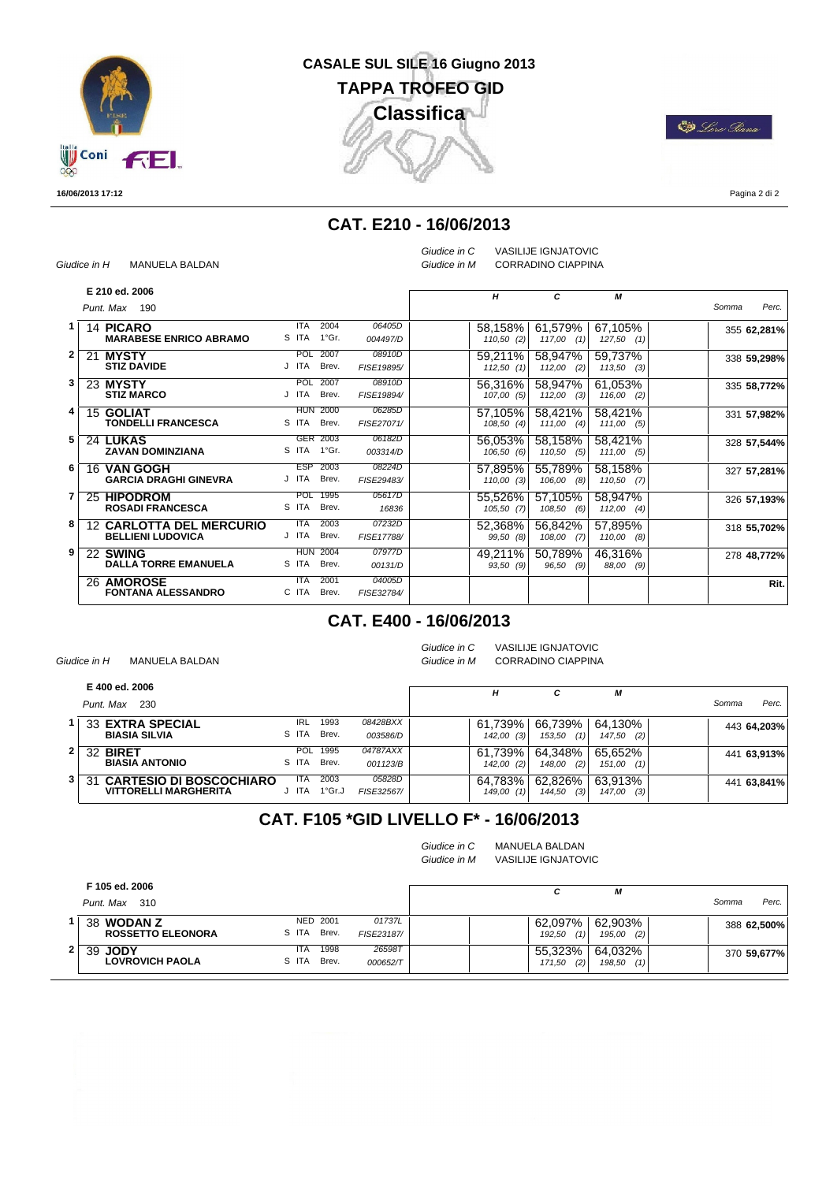# CASALE SUL SILE 16 Giugno 2013

# TAPPA TROFEO GID

# Classifica

16/06/2013 17:12

## CAT. E210 - 16/06/2013

*Giudice in H* MANUELA BALDAN
*Giudice in C* VASILIJE IGNJATOVIC
*Giudice in M* CORRADINO CIAPPINA

**E 210 ed. 2006**
*Punt. Max* 190

| | Cavallo / Cavaliere | | | | H | C | M | Somma | Perc. |
|---|---|---|---|---|---|---|---|---|---|
| 1 | 14 **PICARO** **MARABESE ENRICO ABRAMO** | ITA / S ITA | 2004 / 1°Gr. | 06405D / 004497/D | 58,158% *110,50 (2)* | 61,579% *117,00 (1)* | 67,105% *127,50 (1)* | 355 | **62,281%** |
| 2 | 21 **MYSTY** **STIZ DAVIDE** | POL / J ITA | 2007 / Brev. | 08910D / FISE19895/ | 59,211% *112,50 (1)* | 58,947% *112,00 (2)* | 59,737% *113,50 (3)* | 338 | **59,298%** |
| 3 | 23 **MYSTY** **STIZ MARCO** | POL / J ITA | 2007 / Brev. | 08910D / FISE19894/ | 56,316% *107,00 (5)* | 58,947% *112,00 (3)* | 61,053% *116,00 (2)* | 335 | **58,772%** |
| 4 | 15 **GOLIAT** **TONDELLI FRANCESCA** | HUN / S ITA | 2000 / Brev. | 06285D / FISE27071/ | 57,105% *108,50 (4)* | 58,421% *111,00 (4)* | 58,421% *111,00 (5)* | 331 | **57,982%** |
| 5 | 24 **LUKAS** **ZAVAN DOMINZIANA** | GER / S ITA | 2003 / 1°Gr. | 06182D / 003314/D | 56,053% *106,50 (6)* | 58,158% *110,50 (5)* | 58,421% *111,00 (5)* | 328 | **57,544%** |
| 6 | 16 **VAN GOGH** **GARCIA DRAGHI GINEVRA** | ESP / J ITA | 2003 / Brev. | 08224D / FISE29483/ | 57,895% *110,00 (3)* | 55,789% *106,00 (8)* | 58,158% *110,50 (7)* | 327 | **57,281%** |
| 7 | 25 **HIPODROM** **ROSADI FRANCESCA** | POL / S ITA | 1995 / Brev. | 05617D / 16836 | 55,526% *105,50 (7)* | 57,105% *108,50 (6)* | 58,947% *112,00 (4)* | 326 | **57,193%** |
| 8 | 12 **CARLOTTA DEL MERCURIO** **BELLIENI LUDOVICA** | ITA / J ITA | 2003 / Brev. | 07232D / FISE17788/ | 52,368% *99,50 (8)* | 56,842% *108,00 (7)* | 57,895% *110,00 (8)* | 318 | **55,702%** |
| 9 | 22 **SWING** **DALLA TORRE EMANUELA** | HUN / S ITA | 2004 / Brev. | 07977D / 00131/D | 49,211% *93,50 (9)* | 50,789% *96,50 (9)* | 46,316% *88,00 (9)* | 278 | **48,772%** |
| | 26 **AMOROSE** **FONTANA ALESSANDRO** | ITA / C ITA | 2001 / Brev. | 04005D / FISE32784/ | | | | | **Rit.** |

## CAT. E400 - 16/06/2013

*Giudice in H* MANUELA BALDAN
*Giudice in C* VASILIJE IGNJATOVIC
*Giudice in M* CORRADINO CIAPPINA

**E 400 ed. 2006**
*Punt. Max* 230

| | Cavallo / Cavaliere | | | | H | C | M | Somma | Perc. |
|---|---|---|---|---|---|---|---|---|---|
| 1 | 33 **EXTRA SPECIAL** **BIASIA SILVIA** | IRL / S ITA | 1993 / Brev. | 08428BXX / 003586/D | 61,739% *142,00 (3)* | 66,739% *153,50 (1)* | 64,130% *147,50 (2)* | 443 | **64,203%** |
| 2 | 32 **BIRET** **BIASIA ANTONIO** | POL / S ITA | 1995 / Brev. | 04787AXX / 001123/B | 61,739% *142,00 (2)* | 64,348% *148,00 (2)* | 65,652% *151,00 (1)* | 441 | **63,913%** |
| 3 | 31 **CARTESIO DI BOSCOCHIARO** **VITTORELLI MARGHERITA** | ITA / J ITA | 2003 / 1°Gr.J | 05828D / FISE32567/ | 64,783% *149,00 (1)* | 62,826% *144,50 (3)* | 63,913% *147,00 (3)* | 441 | **63,841%** |

## CAT. F105 *GID LIVELLO F* - 16/06/2013

*Giudice in C* MANUELA BALDAN
*Giudice in M* VASILIJE IGNJATOVIC

**F 105 ed. 2006**
*Punt. Max* 310

| | Cavallo / Cavaliere | | | | C | M | Somma | Perc. |
|---|---|---|---|---|---|---|---|---|
| 1 | 38 **WODAN Z** **ROSSETTO ELEONORA** | NED / S ITA | 2001 / Brev. | 01737L / FISE23187/ | 62,097% *192,50 (1)* | 62,903% *195,00 (2)* | 388 | **62,500%** |
| 2 | 39 **JODY** **LOVROVICH PAOLA** | ITA / S ITA | 1998 / Brev. | 26598T / 000652/T | 55,323% *171,50 (2)* | 64,032% *198,50 (1)* | 370 | **59,677%** |